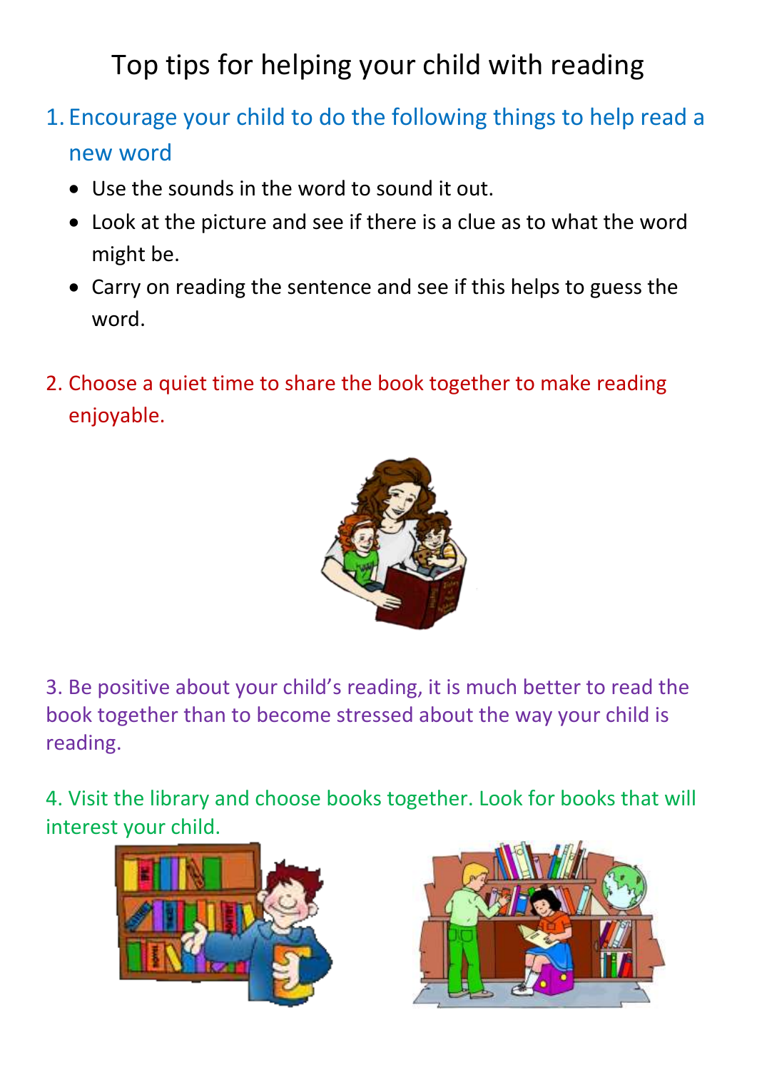# Top tips for helping your child with reading

1. Encourage your child to do the following things to help read a new word
   - Use the sounds in the word to sound it out.
   - Look at the picture and see if there is a clue as to what the word might be.
   - Carry on reading the sentence and see if this helps to guess the word.

2. Choose a quiet time to share the book together to make reading enjoyable.

3. Be positive about your child's reading, it is much better to read the book together than to become stressed about the way your child is reading.

4. Visit the library and choose books together. Look for books that will interest your child.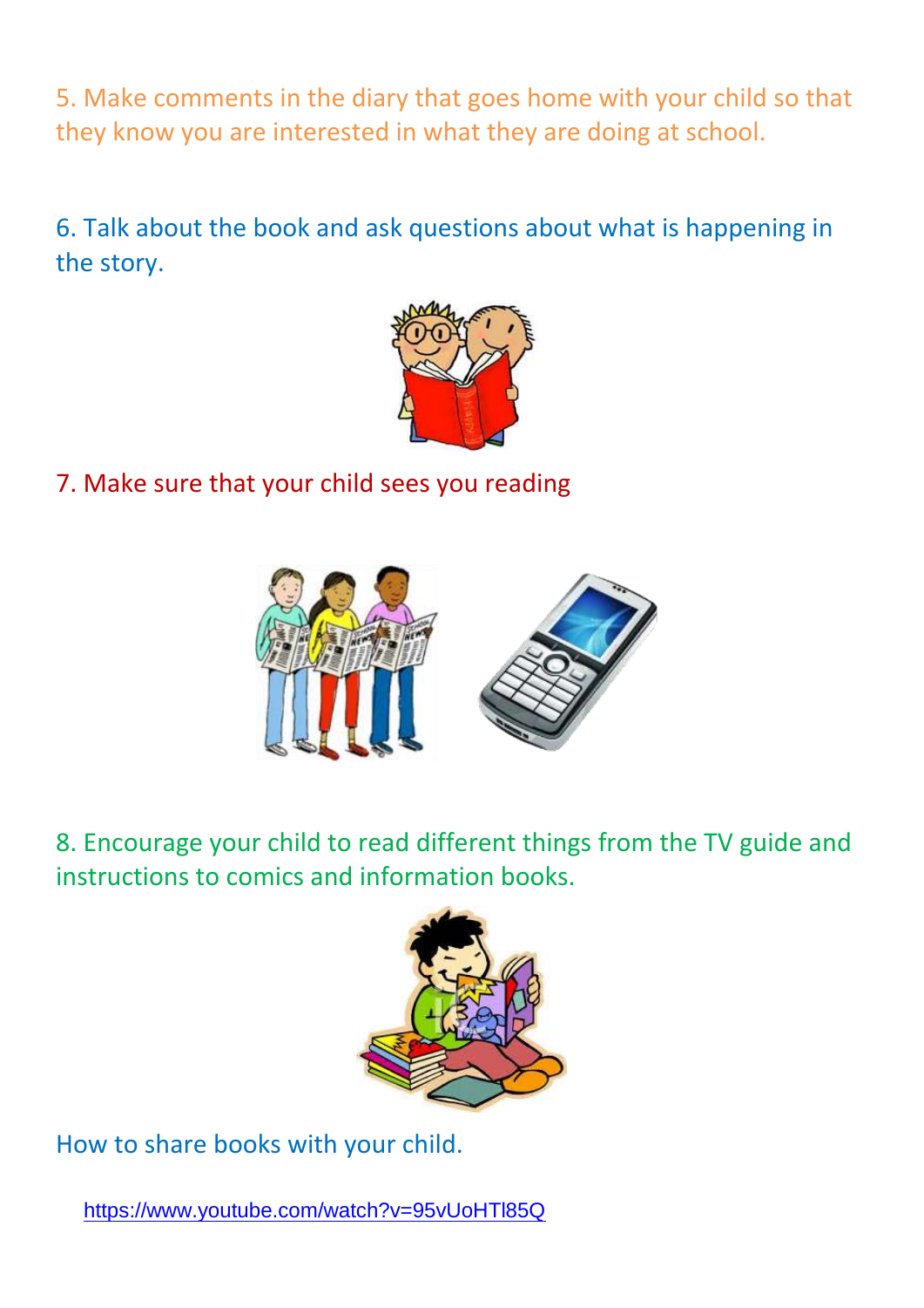5. Make comments in the diary that goes home with your child so that they know you are interested in what they are doing at school.

6. Talk about the book and ask questions about what is happening in the story.

7. Make sure that your child sees you reading

8. Encourage your child to read different things from the TV guide and instructions to comics and information books.

How to share books with your child.

https://www.youtube.com/watch?v=95vUoHTl85Q